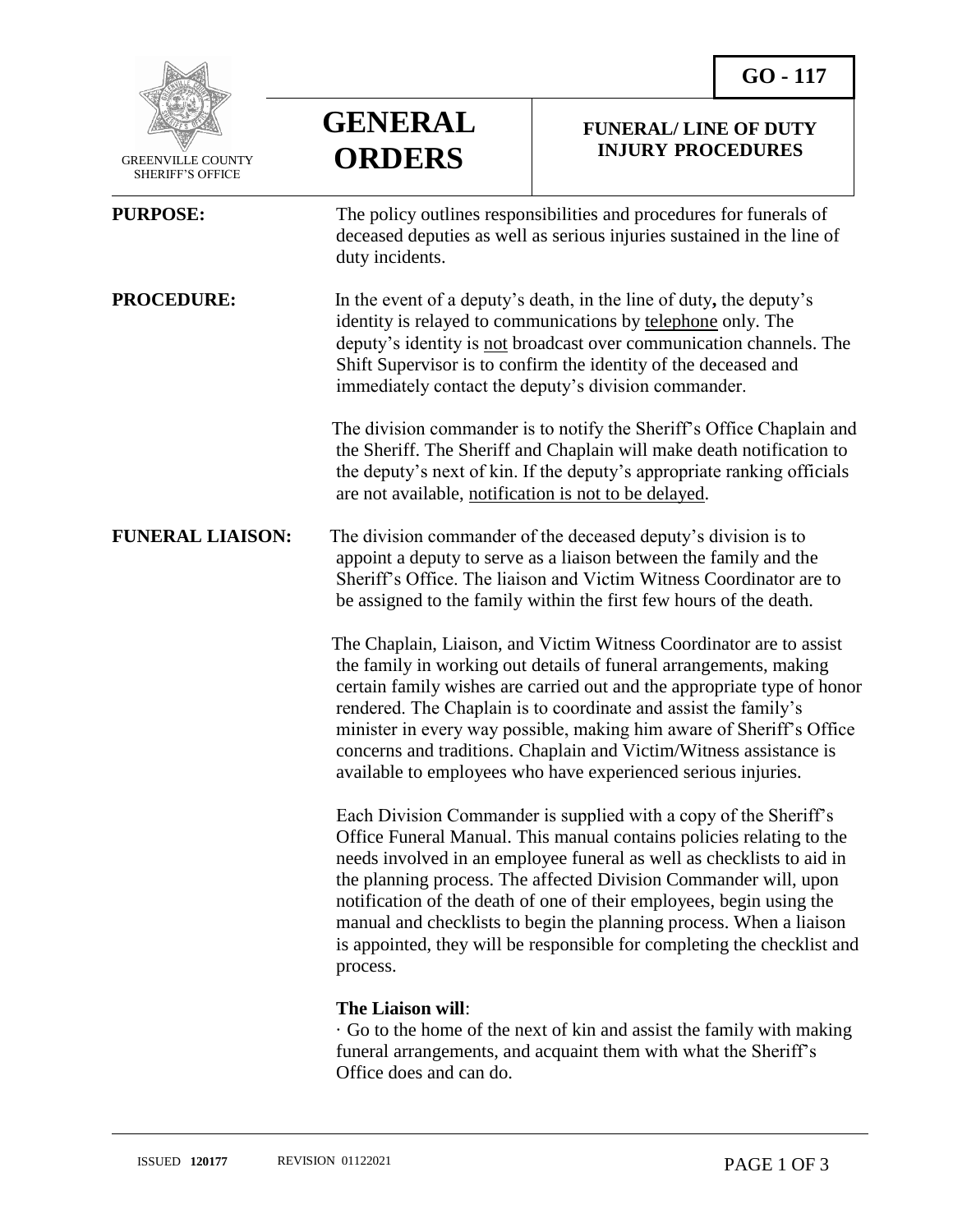GREENVILLE COUNTY SHERIFF'S OFFICE

# GENERAL ORDERS

**GO - 117**

## FUNERAL/ LINE OF DUTY INJURY PROCEDURES

**PURPOSE:** The policy outlines responsibilities and procedures for funerals of deceased deputies as well as serious injuries sustained in the line of duty incidents.

**PROCEDURE:** In the event of a deputy's death, in the line of duty**,** the deputy's identity is relayed to communications by telephone only. The deputy's identity is not broadcast over communication channels. The Shift Supervisor is to confirm the identity of the deceased and immediately contact the deputy's division commander.

The division commander is to notify the Sheriff's Office Chaplain and the Sheriff. The Sheriff and Chaplain will make death notification to the deputy's next of kin. If the deputy's appropriate ranking officials are not available, notification is not to be delayed.

**FUNERAL LIAISON:** The division commander of the deceased deputy's division is to appoint a deputy to serve as a liaison between the family and the Sheriff's Office. The liaison and Victim Witness Coordinator are to be assigned to the family within the first few hours of the death.

The Chaplain, Liaison, and Victim Witness Coordinator are to assist the family in working out details of funeral arrangements, making certain family wishes are carried out and the appropriate type of honor rendered. The Chaplain is to coordinate and assist the family's minister in every way possible, making him aware of Sheriff's Office concerns and traditions. Chaplain and Victim/Witness assistance is available to employees who have experienced serious injuries.

Each Division Commander is supplied with a copy of the Sheriff's Office Funeral Manual. This manual contains policies relating to the needs involved in an employee funeral as well as checklists to aid in the planning process. The affected Division Commander will, upon notification of the death of one of their employees, begin using the manual and checklists to begin the planning process. When a liaison is appointed, they will be responsible for completing the checklist and process.

**The Liaison will**:

· Go to the home of the next of kin and assist the family with making funeral arrangements, and acquaint them with what the Sheriff's Office does and can do.

ISSUED **120177** REVISION 01122021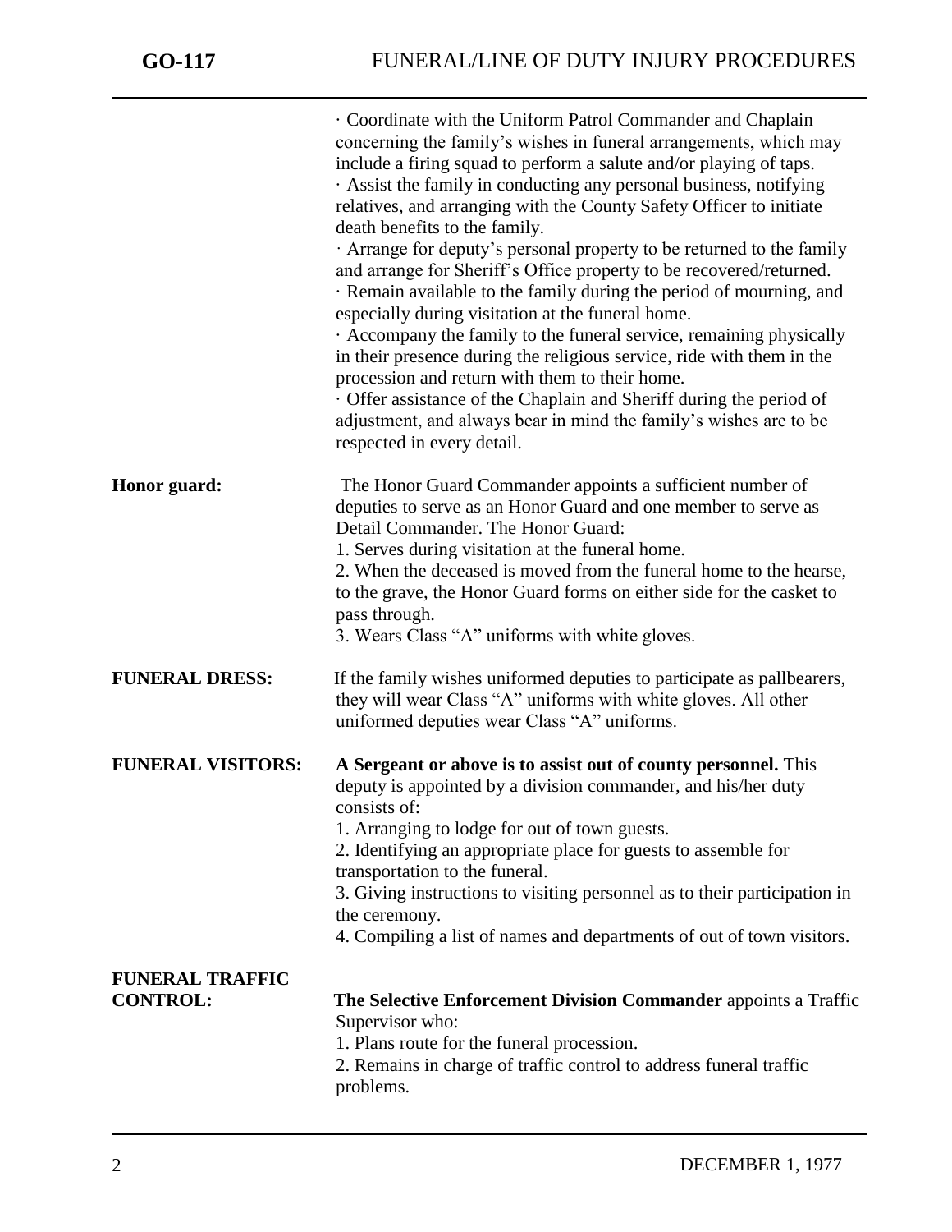· Coordinate with the Uniform Patrol Commander and Chaplain concerning the family's wishes in funeral arrangements, which may include a firing squad to perform a salute and/or playing of taps.
· Assist the family in conducting any personal business, notifying relatives, and arranging with the County Safety Officer to initiate death benefits to the family.
· Arrange for deputy's personal property to be returned to the family and arrange for Sheriff's Office property to be recovered/returned.
· Remain available to the family during the period of mourning, and especially during visitation at the funeral home.
· Accompany the family to the funeral service, remaining physically in their presence during the religious service, ride with them in the procession and return with them to their home.
· Offer assistance of the Chaplain and Sheriff during the period of adjustment, and always bear in mind the family's wishes are to be respected in every detail.

**Honor guard:** The Honor Guard Commander appoints a sufficient number of deputies to serve as an Honor Guard and one member to serve as Detail Commander. The Honor Guard:

1. Serves during visitation at the funeral home.
2. When the deceased is moved from the funeral home to the hearse, to the grave, the Honor Guard forms on either side for the casket to pass through.
3. Wears Class "A" uniforms with white gloves.

**FUNERAL DRESS:** If the family wishes uniformed deputies to participate as pallbearers, they will wear Class "A" uniforms with white gloves. All other uniformed deputies wear Class "A" uniforms.

**FUNERAL VISITORS:** **A Sergeant or above is to assist out of county personnel.** This deputy is appointed by a division commander, and his/her duty consists of:

1. Arranging to lodge for out of town guests.
2. Identifying an appropriate place for guests to assemble for transportation to the funeral.
3. Giving instructions to visiting personnel as to their participation in the ceremony.
4. Compiling a list of names and departments of out of town visitors.

**FUNERAL TRAFFIC CONTROL:** **The Selective Enforcement Division Commander** appoints a Traffic Supervisor who:

1. Plans route for the funeral procession.
2. Remains in charge of traffic control to address funeral traffic problems.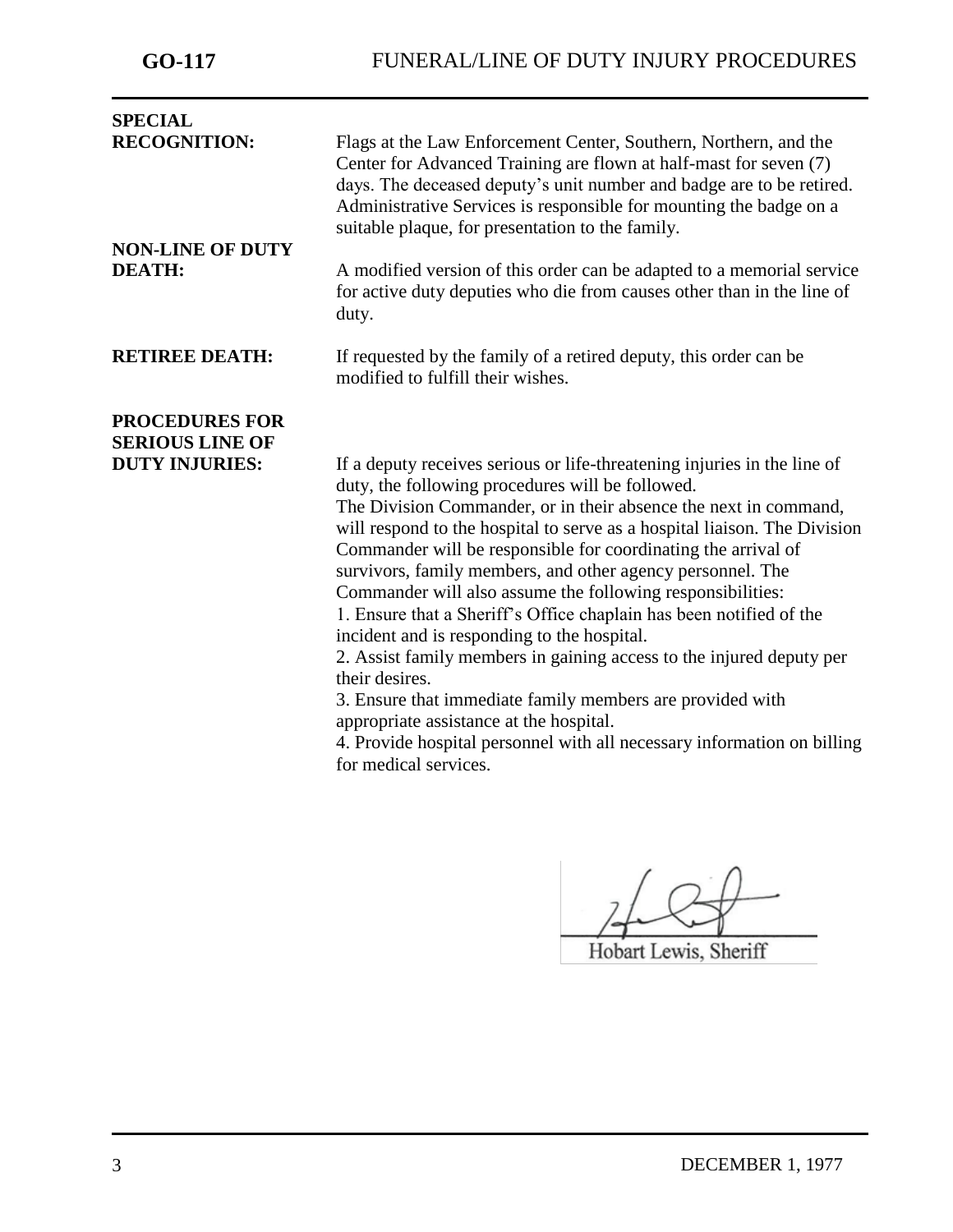**SPECIAL RECOGNITION:** Flags at the Law Enforcement Center, Southern, Northern, and the Center for Advanced Training are flown at half-mast for seven (7) days. The deceased deputy's unit number and badge are to be retired. Administrative Services is responsible for mounting the badge on a suitable plaque, for presentation to the family.

**NON-LINE OF DUTY DEATH:** A modified version of this order can be adapted to a memorial service for active duty deputies who die from causes other than in the line of duty.

**RETIREE DEATH:** If requested by the family of a retired deputy, this order can be modified to fulfill their wishes.

**PROCEDURES FOR SERIOUS LINE OF DUTY INJURIES:** If a deputy receives serious or life-threatening injuries in the line of duty, the following procedures will be followed.

The Division Commander, or in their absence the next in command, will respond to the hospital to serve as a hospital liaison. The Division Commander will be responsible for coordinating the arrival of survivors, family members, and other agency personnel. The Commander will also assume the following responsibilities:

1. Ensure that a Sheriff's Office chaplain has been notified of the incident and is responding to the hospital.
2. Assist family members in gaining access to the injured deputy per their desires.
3. Ensure that immediate family members are provided with appropriate assistance at the hospital.
4. Provide hospital personnel with all necessary information on billing for medical services.

Hobart Lewis, Sheriff